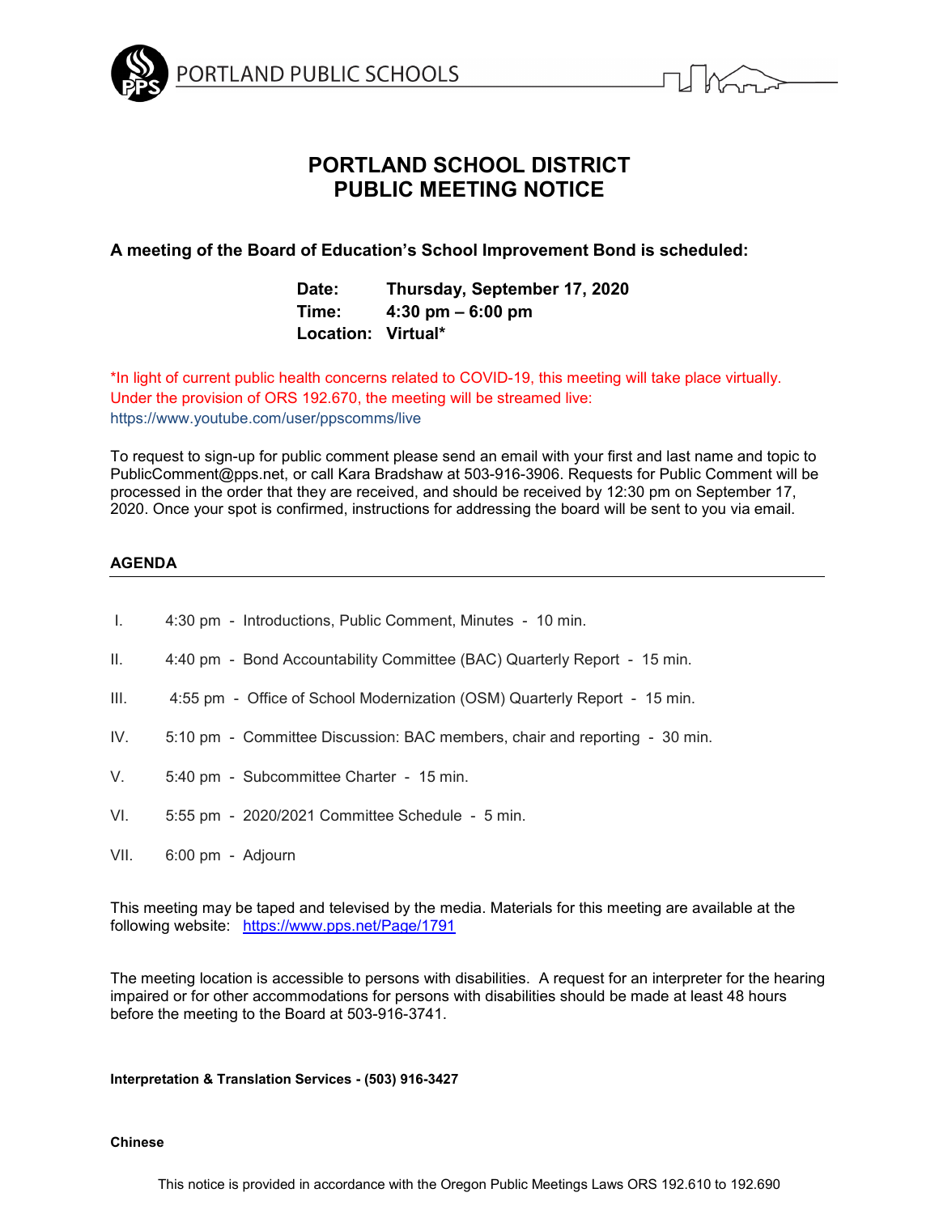PORTLAND PUBLIC SCHOOLS

# PORTLAND SCHOOL DISTRICT
# PUBLIC MEETING NOTICE

**A meeting of the Board of Education's School Improvement Bond is scheduled:**

**Date:** **Thursday, September 17, 2020**
**Time:** **4:30 pm – 6:00 pm**
**Location:** **Virtual***

*In light of current public health concerns related to COVID-19, this meeting will take place virtually. Under the provision of ORS 192.670, the meeting will be streamed live: https://www.youtube.com/user/ppscomms/live

To request to sign-up for public comment please send an email with your first and last name and topic to PublicComment@pps.net, or call Kara Bradshaw at 503-916-3906. Requests for Public Comment will be processed in the order that they are received, and should be received by 12:30 pm on September 17, 2020. Once your spot is confirmed, instructions for addressing the board will be sent to you via email.

## AGENDA

I. 4:30 pm - Introductions, Public Comment, Minutes - 10 min.

II. 4:40 pm - Bond Accountability Committee (BAC) Quarterly Report - 15 min.

III. 4:55 pm - Office of School Modernization (OSM) Quarterly Report - 15 min.

IV. 5:10 pm - Committee Discussion: BAC members, chair and reporting - 30 min.

V. 5:40 pm - Subcommittee Charter - 15 min.

VI. 5:55 pm - 2020/2021 Committee Schedule - 5 min.

VII. 6:00 pm - Adjourn

This meeting may be taped and televised by the media. Materials for this meeting are available at the following website: https://www.pps.net/Page/1791

The meeting location is accessible to persons with disabilities. A request for an interpreter for the hearing impaired or for other accommodations for persons with disabilities should be made at least 48 hours before the meeting to the Board at 503-916-3741.

**Interpretation & Translation Services - (503) 916-3427**

**Chinese**

This notice is provided in accordance with the Oregon Public Meetings Laws ORS 192.610 to 192.690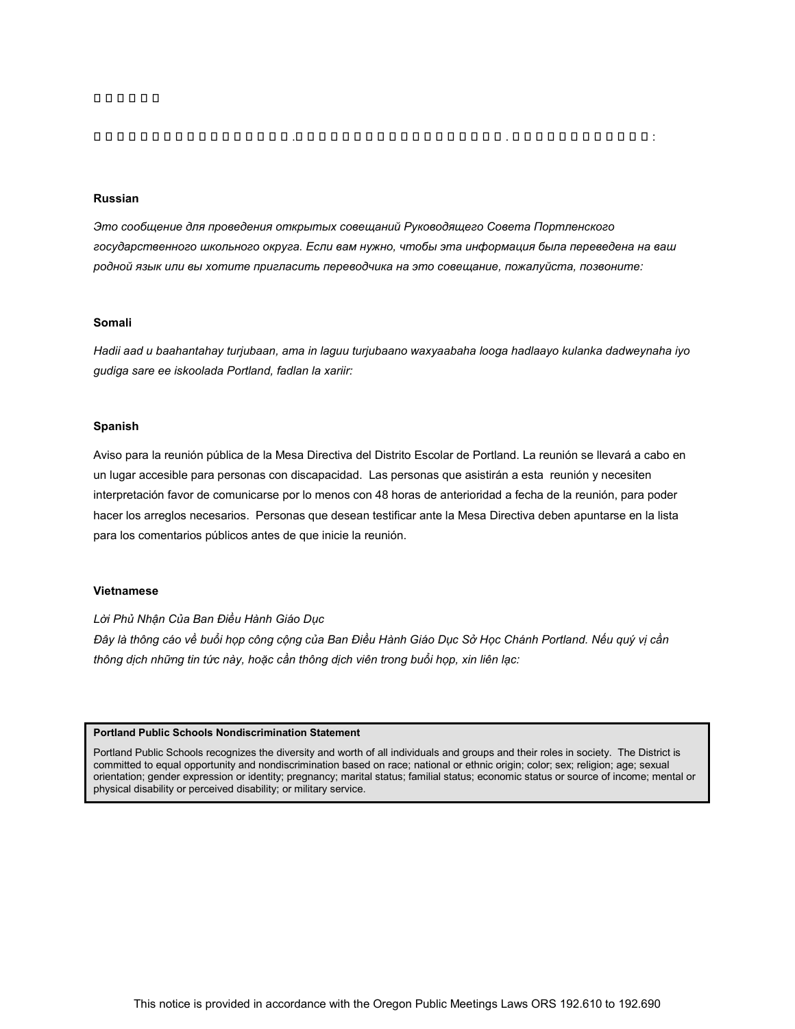□ □ □ □ □ □

□ □ □ □ □ □ □ □ □ □ □ □ □ □ □ □ □ □ □ .□ □ □ □ □ □ □ □ □ □ □ □ □ □ □ □ □ □ □ . □ □ □ □ □ □ □ □ □ □ □ □ □ :

**Russian**

*Это сообщение для проведения открытых совещаний Руководящего Совета Портленского государственного школьного округа. Если вам нужно, чтобы эта информация была переведена на ваш родной язык или вы хотите пригласить переводчика на это совещание, пожалуйста, позвоните:*

**Somali**

*Hadii aad u baahantahay turjubaan, ama in laguu turjubaano waxyaabaha looga hadlaayo kulanka dadweynaha iyo gudiga sare ee iskoolada Portland, fadlan la xariir:*

**Spanish**

Aviso para la reunión pública de la Mesa Directiva del Distrito Escolar de Portland. La reunión se llevará a cabo en un lugar accesible para personas con discapacidad. Las personas que asistirán a esta reunión y necesiten interpretación favor de comunicarse por lo menos con 48 horas de anterioridad a fecha de la reunión, para poder hacer los arreglos necesarios. Personas que desean testificar ante la Mesa Directiva deben apuntarse en la lista para los comentarios públicos antes de que inicie la reunión.

**Vietnamese**

*Lời Phủ Nhận Của Ban Điều Hành Giáo Dục*
*Đây là thông cáo về buổi họp công cộng của Ban Điều Hành Giáo Dục Sở Học Chánh Portland. Nếu quý vị cần thông dịch những tin tức này, hoặc cần thông dịch viên trong buổi họp, xin liên lạc:*

**Portland Public Schools Nondiscrimination Statement**

Portland Public Schools recognizes the diversity and worth of all individuals and groups and their roles in society. The District is committed to equal opportunity and nondiscrimination based on race; national or ethnic origin; color; sex; religion; age; sexual orientation; gender expression or identity; pregnancy; marital status; familial status; economic status or source of income; mental or physical disability or perceived disability; or military service.

This notice is provided in accordance with the Oregon Public Meetings Laws ORS 192.610 to 192.690